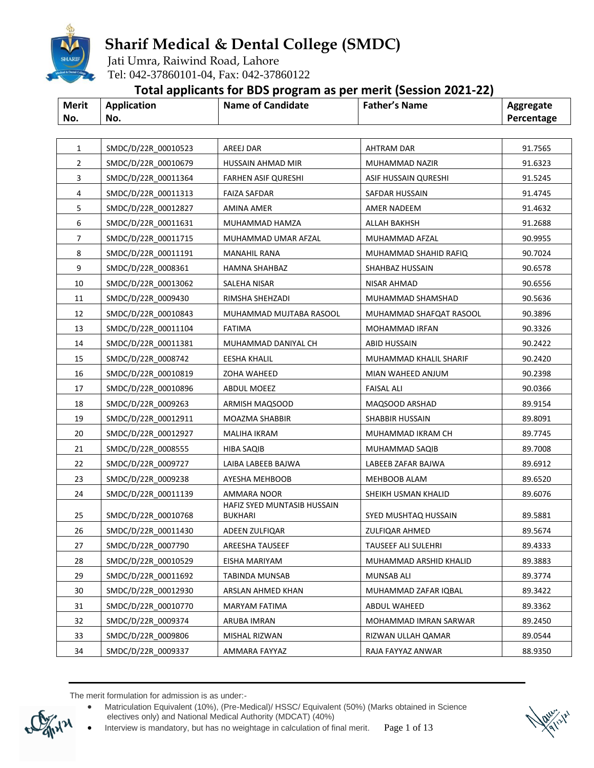# Sharif Medical & Dental College (SMDC)

Jati Umra, Raiwind Road, Lahore
Tel: 042-37860101-04, Fax: 042-37860122

## Total applicants for BDS program as per merit (Session 2021-22)

| Merit No. | Application No. | Name of Candidate | Father's Name | Aggregate Percentage |
|---|---|---|---|---|
| 1 | SMDC/D/22R_00010523 | AREEJ DAR | AHTRAM DAR | 91.7565 |
| 2 | SMDC/D/22R_00010679 | HUSSAIN AHMAD MIR | MUHAMMAD NAZIR | 91.6323 |
| 3 | SMDC/D/22R_00011364 | FARHEN ASIF QURESHI | ASIF HUSSAIN QURESHI | 91.5245 |
| 4 | SMDC/D/22R_00011313 | FAIZA SAFDAR | SAFDAR HUSSAIN | 91.4745 |
| 5 | SMDC/D/22R_00012827 | AMINA AMER | AMER NADEEM | 91.4632 |
| 6 | SMDC/D/22R_00011631 | MUHAMMAD HAMZA | ALLAH BAKHSH | 91.2688 |
| 7 | SMDC/D/22R_00011715 | MUHAMMAD UMAR AFZAL | MUHAMMAD AFZAL | 90.9955 |
| 8 | SMDC/D/22R_00011191 | MANAHIL RANA | MUHAMMAD SHAHID RAFIQ | 90.7024 |
| 9 | SMDC/D/22R_0008361 | HAMNA SHAHBAZ | SHAHBAZ HUSSAIN | 90.6578 |
| 10 | SMDC/D/22R_00013062 | SALEHA NISAR | NISAR AHMAD | 90.6556 |
| 11 | SMDC/D/22R_0009430 | RIMSHA SHEHZADI | MUHAMMAD SHAMSHAD | 90.5636 |
| 12 | SMDC/D/22R_00010843 | MUHAMMAD MUJTABA RASOOL | MUHAMMAD SHAFQAT RASOOL | 90.3896 |
| 13 | SMDC/D/22R_00011104 | FATIMA | MOHAMMAD IRFAN | 90.3326 |
| 14 | SMDC/D/22R_00011381 | MUHAMMAD DANIYAL CH | ABID HUSSAIN | 90.2422 |
| 15 | SMDC/D/22R_0008742 | EESHA KHALIL | MUHAMMAD KHALIL SHARIF | 90.2420 |
| 16 | SMDC/D/22R_00010819 | ZOHA WAHEED | MIAN WAHEED ANJUM | 90.2398 |
| 17 | SMDC/D/22R_00010896 | ABDUL MOEEZ | FAISAL ALI | 90.0366 |
| 18 | SMDC/D/22R_0009263 | ARMISH MAQSOOD | MAQSOOD ARSHAD | 89.9154 |
| 19 | SMDC/D/22R_00012911 | MOAZMA SHABBIR | SHABBIR HUSSAIN | 89.8091 |
| 20 | SMDC/D/22R_00012927 | MALIHA IKRAM | MUHAMMAD IKRAM CH | 89.7745 |
| 21 | SMDC/D/22R_0008555 | HIBA SAQIB | MUHAMMAD SAQIB | 89.7008 |
| 22 | SMDC/D/22R_0009727 | LAIBA LABEEB BAJWA | LABEEB ZAFAR BAJWA | 89.6912 |
| 23 | SMDC/D/22R_0009238 | AYESHA MEHBOOB | MEHBOOB ALAM | 89.6520 |
| 24 | SMDC/D/22R_00011139 | AMMARA NOOR | SHEIKH USMAN KHALID | 89.6076 |
| 25 | SMDC/D/22R_00010768 | HAFIZ SYED MUNTASIB HUSSAIN BUKHARI | SYED MUSHTAQ HUSSAIN | 89.5881 |
| 26 | SMDC/D/22R_00011430 | ADEEN ZULFIQAR | ZULFIQAR AHMED | 89.5674 |
| 27 | SMDC/D/22R_0007790 | AREESHA TAUSEEF | TAUSEEF ALI SULEHRI | 89.4333 |
| 28 | SMDC/D/22R_00010529 | EISHA MARIYAM | MUHAMMAD ARSHID KHALID | 89.3883 |
| 29 | SMDC/D/22R_00011692 | TABINDA MUNSAB | MUNSAB ALI | 89.3774 |
| 30 | SMDC/D/22R_00012930 | ARSLAN AHMED KHAN | MUHAMMAD ZAFAR IQBAL | 89.3422 |
| 31 | SMDC/D/22R_00010770 | MARYAM FATIMA | ABDUL WAHEED | 89.3362 |
| 32 | SMDC/D/22R_0009374 | ARUBA IMRAN | MOHAMMAD IMRAN SARWAR | 89.2450 |
| 33 | SMDC/D/22R_0009806 | MISHAL RIZWAN | RIZWAN ULLAH QAMAR | 89.0544 |
| 34 | SMDC/D/22R_0009337 | AMMARA FAYYAZ | RAJA FAYYAZ ANWAR | 88.9350 |

The merit formulation for admission is as under:-

- Matriculation Equivalent (10%), (Pre-Medical)/ HSSC/ Equivalent (50%) (Marks obtained in Science electives only) and National Medical Authority (MDCAT) (40%)
- Interview is mandatory, but has no weightage in calculation of final merit.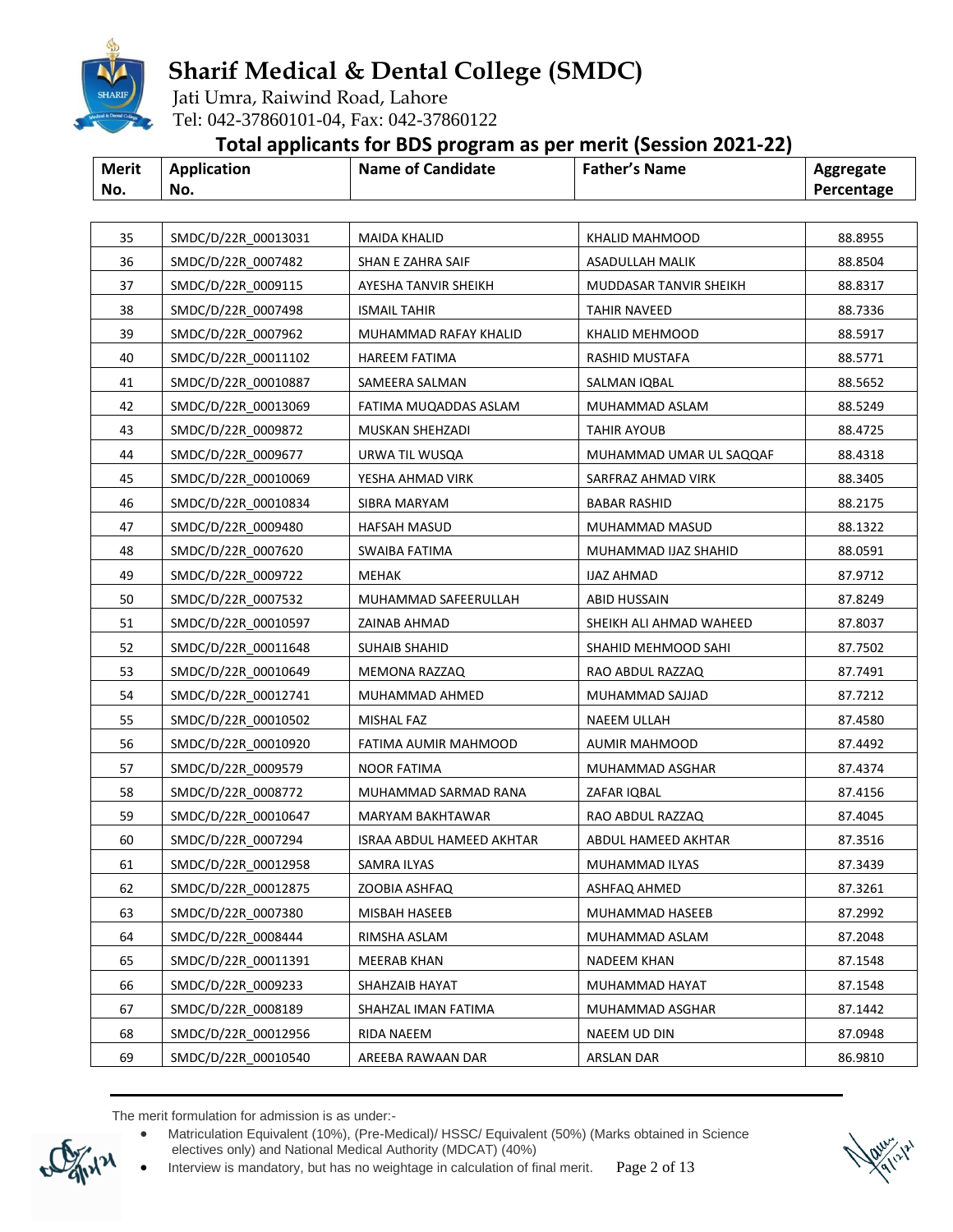# Sharif Medical & Dental College (SMDC)

Jati Umra, Raiwind Road, Lahore
Tel: 042-37860101-04, Fax: 042-37860122

## Total applicants for BDS program as per merit (Session 2021-22)

| Merit No. | Application No. | Name of Candidate | Father's Name | Aggregate Percentage |
|---|---|---|---|---|
| 35 | SMDC/D/22R_00013031 | MAIDA KHALID | KHALID MAHMOOD | 88.8955 |
| 36 | SMDC/D/22R_0007482 | SHAN E ZAHRA SAIF | ASADULLAH MALIK | 88.8504 |
| 37 | SMDC/D/22R_0009115 | AYESHA TANVIR SHEIKH | MUDDASAR TANVIR SHEIKH | 88.8317 |
| 38 | SMDC/D/22R_0007498 | ISMAIL TAHIR | TAHIR NAVEED | 88.7336 |
| 39 | SMDC/D/22R_0007962 | MUHAMMAD RAFAY KHALID | KHALID MEHMOOD | 88.5917 |
| 40 | SMDC/D/22R_00011102 | HAREEM FATIMA | RASHID MUSTAFA | 88.5771 |
| 41 | SMDC/D/22R_00010887 | SAMEERA SALMAN | SALMAN IQBAL | 88.5652 |
| 42 | SMDC/D/22R_00013069 | FATIMA MUQADDAS ASLAM | MUHAMMAD ASLAM | 88.5249 |
| 43 | SMDC/D/22R_0009872 | MUSKAN SHEHZADI | TAHIR AYOUB | 88.4725 |
| 44 | SMDC/D/22R_0009677 | URWA TIL WUSQA | MUHAMMAD UMAR UL SAQQAF | 88.4318 |
| 45 | SMDC/D/22R_00010069 | YESHA AHMAD VIRK | SARFRAZ AHMAD VIRK | 88.3405 |
| 46 | SMDC/D/22R_00010834 | SIBRA MARYAM | BABAR RASHID | 88.2175 |
| 47 | SMDC/D/22R_0009480 | HAFSAH MASUD | MUHAMMAD MASUD | 88.1322 |
| 48 | SMDC/D/22R_0007620 | SWAIBA FATIMA | MUHAMMAD IJAZ SHAHID | 88.0591 |
| 49 | SMDC/D/22R_0009722 | MEHAK | IJAZ AHMAD | 87.9712 |
| 50 | SMDC/D/22R_0007532 | MUHAMMAD SAFEERULLAH | ABID HUSSAIN | 87.8249 |
| 51 | SMDC/D/22R_00010597 | ZAINAB AHMAD | SHEIKH ALI AHMAD WAHEED | 87.8037 |
| 52 | SMDC/D/22R_00011648 | SUHAIB SHAHID | SHAHID MEHMOOD SAHI | 87.7502 |
| 53 | SMDC/D/22R_00010649 | MEMONA RAZZAQ | RAO ABDUL RAZZAQ | 87.7491 |
| 54 | SMDC/D/22R_00012741 | MUHAMMAD AHMED | MUHAMMAD SAJJAD | 87.7212 |
| 55 | SMDC/D/22R_00010502 | MISHAL FAZ | NAEEM ULLAH | 87.4580 |
| 56 | SMDC/D/22R_00010920 | FATIMA AUMIR MAHMOOD | AUMIR MAHMOOD | 87.4492 |
| 57 | SMDC/D/22R_0009579 | NOOR FATIMA | MUHAMMAD ASGHAR | 87.4374 |
| 58 | SMDC/D/22R_0008772 | MUHAMMAD SARMAD RANA | ZAFAR IQBAL | 87.4156 |
| 59 | SMDC/D/22R_00010647 | MARYAM BAKHTAWAR | RAO ABDUL RAZZAQ | 87.4045 |
| 60 | SMDC/D/22R_0007294 | ISRAA ABDUL HAMEED AKHTAR | ABDUL HAMEED AKHTAR | 87.3516 |
| 61 | SMDC/D/22R_00012958 | SAMRA ILYAS | MUHAMMAD ILYAS | 87.3439 |
| 62 | SMDC/D/22R_00012875 | ZOOBIA ASHFAQ | ASHFAQ AHMED | 87.3261 |
| 63 | SMDC/D/22R_0007380 | MISBAH HASEEB | MUHAMMAD HASEEB | 87.2992 |
| 64 | SMDC/D/22R_0008444 | RIMSHA ASLAM | MUHAMMAD ASLAM | 87.2048 |
| 65 | SMDC/D/22R_00011391 | MEERAB KHAN | NADEEM KHAN | 87.1548 |
| 66 | SMDC/D/22R_0009233 | SHAHZAIB HAYAT | MUHAMMAD HAYAT | 87.1548 |
| 67 | SMDC/D/22R_0008189 | SHAHZAL IMAN FATIMA | MUHAMMAD ASGHAR | 87.1442 |
| 68 | SMDC/D/22R_00012956 | RIDA NAEEM | NAEEM UD DIN | 87.0948 |
| 69 | SMDC/D/22R_00010540 | AREEBA RAWAAN DAR | ARSLAN DAR | 86.9810 |

The merit formulation for admission is as under:-

- Matriculation Equivalent (10%), (Pre-Medical)/ HSSC/ Equivalent (50%) (Marks obtained in Science electives only) and National Medical Authority (MDCAT) (40%)
- Interview is mandatory, but has no weightage in calculation of final merit.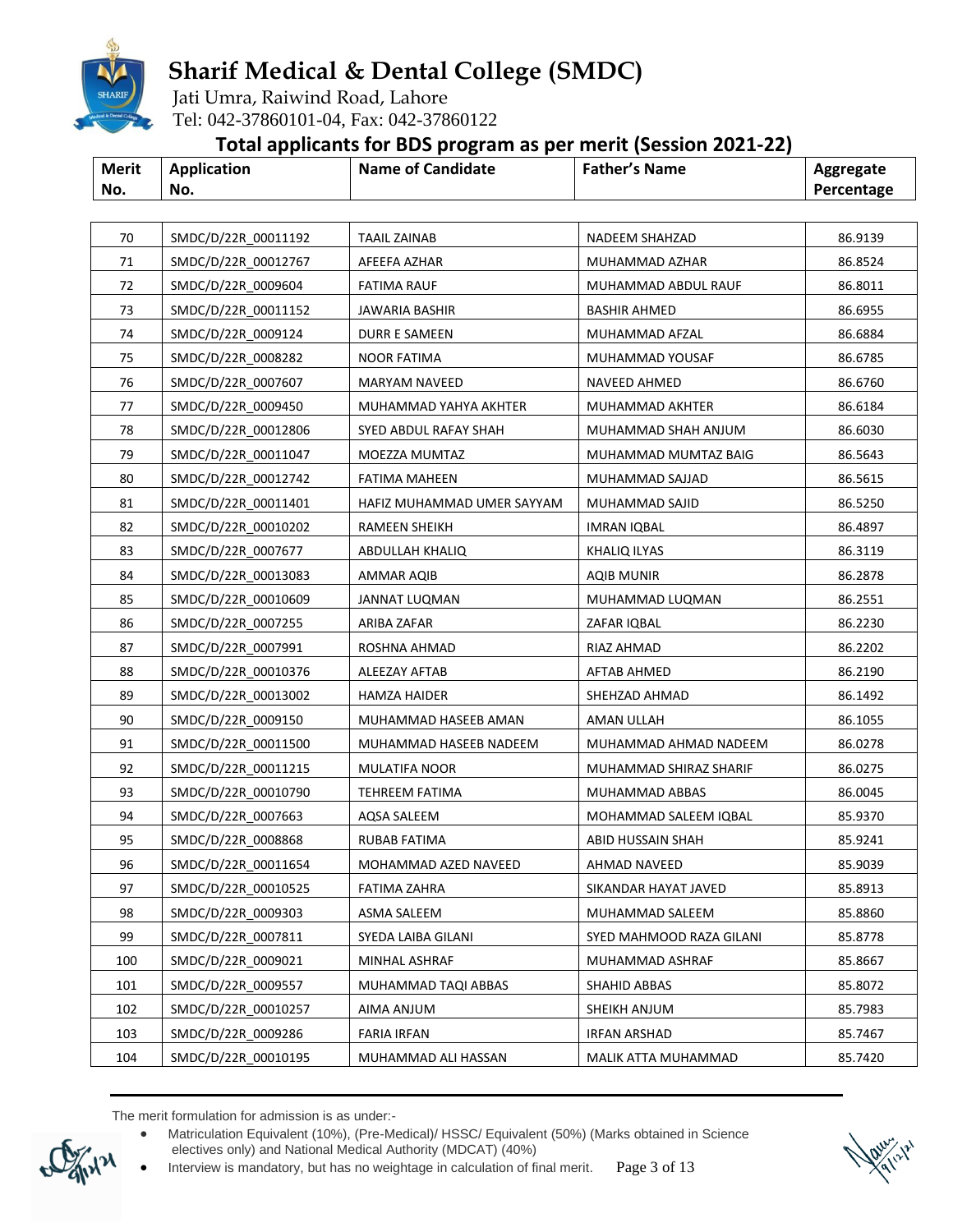# Sharif Medical & Dental College (SMDC)

Jati Umra, Raiwind Road, Lahore
Tel: 042-37860101-04, Fax: 042-37860122

## Total applicants for BDS program as per merit (Session 2021-22)

| Merit No. | Application No. | Name of Candidate | Father's Name | Aggregate Percentage |
|---|---|---|---|---|
| 70 | SMDC/D/22R_00011192 | TAAIL ZAINAB | NADEEM SHAHZAD | 86.9139 |
| 71 | SMDC/D/22R_00012767 | AFEEFA AZHAR | MUHAMMAD AZHAR | 86.8524 |
| 72 | SMDC/D/22R_0009604 | FATIMA RAUF | MUHAMMAD ABDUL RAUF | 86.8011 |
| 73 | SMDC/D/22R_00011152 | JAWARIA BASHIR | BASHIR AHMED | 86.6955 |
| 74 | SMDC/D/22R_0009124 | DURR E SAMEEN | MUHAMMAD AFZAL | 86.6884 |
| 75 | SMDC/D/22R_0008282 | NOOR FATIMA | MUHAMMAD YOUSAF | 86.6785 |
| 76 | SMDC/D/22R_0007607 | MARYAM NAVEED | NAVEED AHMED | 86.6760 |
| 77 | SMDC/D/22R_0009450 | MUHAMMAD YAHYA AKHTER | MUHAMMAD AKHTER | 86.6184 |
| 78 | SMDC/D/22R_00012806 | SYED ABDUL RAFAY SHAH | MUHAMMAD SHAH ANJUM | 86.6030 |
| 79 | SMDC/D/22R_00011047 | MOEZZA MUMTAZ | MUHAMMAD MUMTAZ BAIG | 86.5643 |
| 80 | SMDC/D/22R_00012742 | FATIMA MAHEEN | MUHAMMAD SAJJAD | 86.5615 |
| 81 | SMDC/D/22R_00011401 | HAFIZ MUHAMMAD UMER SAYYAM | MUHAMMAD SAJID | 86.5250 |
| 82 | SMDC/D/22R_00010202 | RAMEEN SHEIKH | IMRAN IQBAL | 86.4897 |
| 83 | SMDC/D/22R_0007677 | ABDULLAH KHALIQ | KHALIQ ILYAS | 86.3119 |
| 84 | SMDC/D/22R_00013083 | AMMAR AQIB | AQIB MUNIR | 86.2878 |
| 85 | SMDC/D/22R_00010609 | JANNAT LUQMAN | MUHAMMAD LUQMAN | 86.2551 |
| 86 | SMDC/D/22R_0007255 | ARIBA ZAFAR | ZAFAR IQBAL | 86.2230 |
| 87 | SMDC/D/22R_0007991 | ROSHNA AHMAD | RIAZ AHMAD | 86.2202 |
| 88 | SMDC/D/22R_00010376 | ALEEZAY AFTAB | AFTAB AHMED | 86.2190 |
| 89 | SMDC/D/22R_00013002 | HAMZA HAIDER | SHEHZAD AHMAD | 86.1492 |
| 90 | SMDC/D/22R_0009150 | MUHAMMAD HASEEB AMAN | AMAN ULLAH | 86.1055 |
| 91 | SMDC/D/22R_00011500 | MUHAMMAD HASEEB NADEEM | MUHAMMAD AHMAD NADEEM | 86.0278 |
| 92 | SMDC/D/22R_00011215 | MULATIFA NOOR | MUHAMMAD SHIRAZ SHARIF | 86.0275 |
| 93 | SMDC/D/22R_00010790 | TEHREEM FATIMA | MUHAMMAD ABBAS | 86.0045 |
| 94 | SMDC/D/22R_0007663 | AQSA SALEEM | MOHAMMAD SALEEM IQBAL | 85.9370 |
| 95 | SMDC/D/22R_0008868 | RUBAB FATIMA | ABID HUSSAIN SHAH | 85.9241 |
| 96 | SMDC/D/22R_00011654 | MOHAMMAD AZED NAVEED | AHMAD NAVEED | 85.9039 |
| 97 | SMDC/D/22R_00010525 | FATIMA ZAHRA | SIKANDAR HAYAT JAVED | 85.8913 |
| 98 | SMDC/D/22R_0009303 | ASMA SALEEM | MUHAMMAD SALEEM | 85.8860 |
| 99 | SMDC/D/22R_0007811 | SYEDA LAIBA GILANI | SYED MAHMOOD RAZA GILANI | 85.8778 |
| 100 | SMDC/D/22R_0009021 | MINHAL ASHRAF | MUHAMMAD ASHRAF | 85.8667 |
| 101 | SMDC/D/22R_0009557 | MUHAMMAD TAQI ABBAS | SHAHID ABBAS | 85.8072 |
| 102 | SMDC/D/22R_00010257 | AIMA ANJUM | SHEIKH ANJUM | 85.7983 |
| 103 | SMDC/D/22R_0009286 | FARIA IRFAN | IRFAN ARSHAD | 85.7467 |
| 104 | SMDC/D/22R_00010195 | MUHAMMAD ALI HASSAN | MALIK ATTA MUHAMMAD | 85.7420 |

The merit formulation for admission is as under:-

- Matriculation Equivalent (10%), (Pre-Medical)/ HSSC/ Equivalent (50%) (Marks obtained in Science electives only) and National Medical Authority (MDCAT) (40%)
- Interview is mandatory, but has no weightage in calculation of final merit.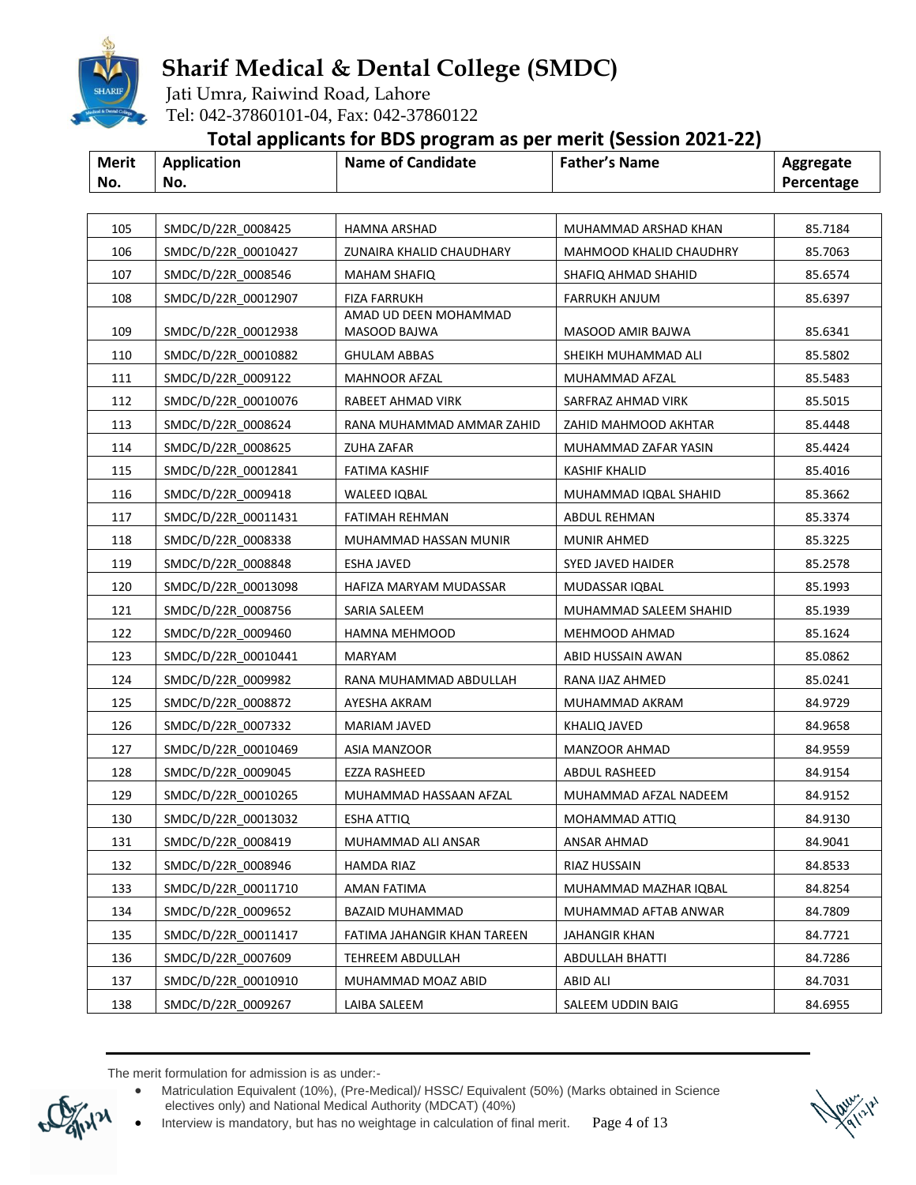# Sharif Medical & Dental College (SMDC)

Jati Umra, Raiwind Road, Lahore
Tel: 042-37860101-04, Fax: 042-37860122

## Total applicants for BDS program as per merit (Session 2021-22)

| Merit No. | Application No. | Name of Candidate | Father's Name | Aggregate Percentage |
|---|---|---|---|---|
| 105 | SMDC/D/22R_0008425 | HAMNA ARSHAD | MUHAMMAD ARSHAD KHAN | 85.7184 |
| 106 | SMDC/D/22R_00010427 | ZUNAIRA KHALID CHAUDHARY | MAHMOOD KHALID CHAUDHRY | 85.7063 |
| 107 | SMDC/D/22R_0008546 | MAHAM SHAFIQ | SHAFIQ AHMAD SHAHID | 85.6574 |
| 108 | SMDC/D/22R_00012907 | FIZA FARRUKH | FARRUKH ANJUM | 85.6397 |
| 109 | SMDC/D/22R_00012938 | AMAD UD DEEN MOHAMMAD MASOOD BAJWA | MASOOD AMIR BAJWA | 85.6341 |
| 110 | SMDC/D/22R_00010882 | GHULAM ABBAS | SHEIKH MUHAMMAD ALI | 85.5802 |
| 111 | SMDC/D/22R_0009122 | MAHNOOR AFZAL | MUHAMMAD AFZAL | 85.5483 |
| 112 | SMDC/D/22R_00010076 | RABEET AHMAD VIRK | SARFRAZ AHMAD VIRK | 85.5015 |
| 113 | SMDC/D/22R_0008624 | RANA MUHAMMAD AMMAR ZAHID | ZAHID MAHMOOD AKHTAR | 85.4448 |
| 114 | SMDC/D/22R_0008625 | ZUHA ZAFAR | MUHAMMAD ZAFAR YASIN | 85.4424 |
| 115 | SMDC/D/22R_00012841 | FATIMA KASHIF | KASHIF KHALID | 85.4016 |
| 116 | SMDC/D/22R_0009418 | WALEED IQBAL | MUHAMMAD IQBAL SHAHID | 85.3662 |
| 117 | SMDC/D/22R_00011431 | FATIMAH REHMAN | ABDUL REHMAN | 85.3374 |
| 118 | SMDC/D/22R_0008338 | MUHAMMAD HASSAN MUNIR | MUNIR AHMED | 85.3225 |
| 119 | SMDC/D/22R_0008848 | ESHA JAVED | SYED JAVED HAIDER | 85.2578 |
| 120 | SMDC/D/22R_00013098 | HAFIZA MARYAM MUDASSAR | MUDASSAR IQBAL | 85.1993 |
| 121 | SMDC/D/22R_0008756 | SARIA SALEEM | MUHAMMAD SALEEM SHAHID | 85.1939 |
| 122 | SMDC/D/22R_0009460 | HAMNA MEHMOOD | MEHMOOD AHMAD | 85.1624 |
| 123 | SMDC/D/22R_00010441 | MARYAM | ABID HUSSAIN AWAN | 85.0862 |
| 124 | SMDC/D/22R_0009982 | RANA MUHAMMAD ABDULLAH | RANA IJAZ AHMED | 85.0241 |
| 125 | SMDC/D/22R_0008872 | AYESHA AKRAM | MUHAMMAD AKRAM | 84.9729 |
| 126 | SMDC/D/22R_0007332 | MARIAM JAVED | KHALIQ JAVED | 84.9658 |
| 127 | SMDC/D/22R_00010469 | ASIA MANZOOR | MANZOOR AHMAD | 84.9559 |
| 128 | SMDC/D/22R_0009045 | EZZA RASHEED | ABDUL RASHEED | 84.9154 |
| 129 | SMDC/D/22R_00010265 | MUHAMMAD HASSAAN AFZAL | MUHAMMAD AFZAL NADEEM | 84.9152 |
| 130 | SMDC/D/22R_00013032 | ESHA ATTIQ | MOHAMMAD ATTIQ | 84.9130 |
| 131 | SMDC/D/22R_0008419 | MUHAMMAD ALI ANSAR | ANSAR AHMAD | 84.9041 |
| 132 | SMDC/D/22R_0008946 | HAMDA RIAZ | RIAZ HUSSAIN | 84.8533 |
| 133 | SMDC/D/22R_00011710 | AMAN FATIMA | MUHAMMAD MAZHAR IQBAL | 84.8254 |
| 134 | SMDC/D/22R_0009652 | BAZAID MUHAMMAD | MUHAMMAD AFTAB ANWAR | 84.7809 |
| 135 | SMDC/D/22R_00011417 | FATIMA JAHANGIR KHAN TAREEN | JAHANGIR KHAN | 84.7721 |
| 136 | SMDC/D/22R_0007609 | TEHREEM ABDULLAH | ABDULLAH BHATTI | 84.7286 |
| 137 | SMDC/D/22R_00010910 | MUHAMMAD MOAZ ABID | ABID ALI | 84.7031 |
| 138 | SMDC/D/22R_0009267 | LAIBA SALEEM | SALEEM UDDIN BAIG | 84.6955 |

The merit formulation for admission is as under:-

- Matriculation Equivalent (10%), (Pre-Medical)/ HSSC/ Equivalent (50%) (Marks obtained in Science electives only) and National Medical Authority (MDCAT) (40%)
- Interview is mandatory, but has no weightage in calculation of final merit.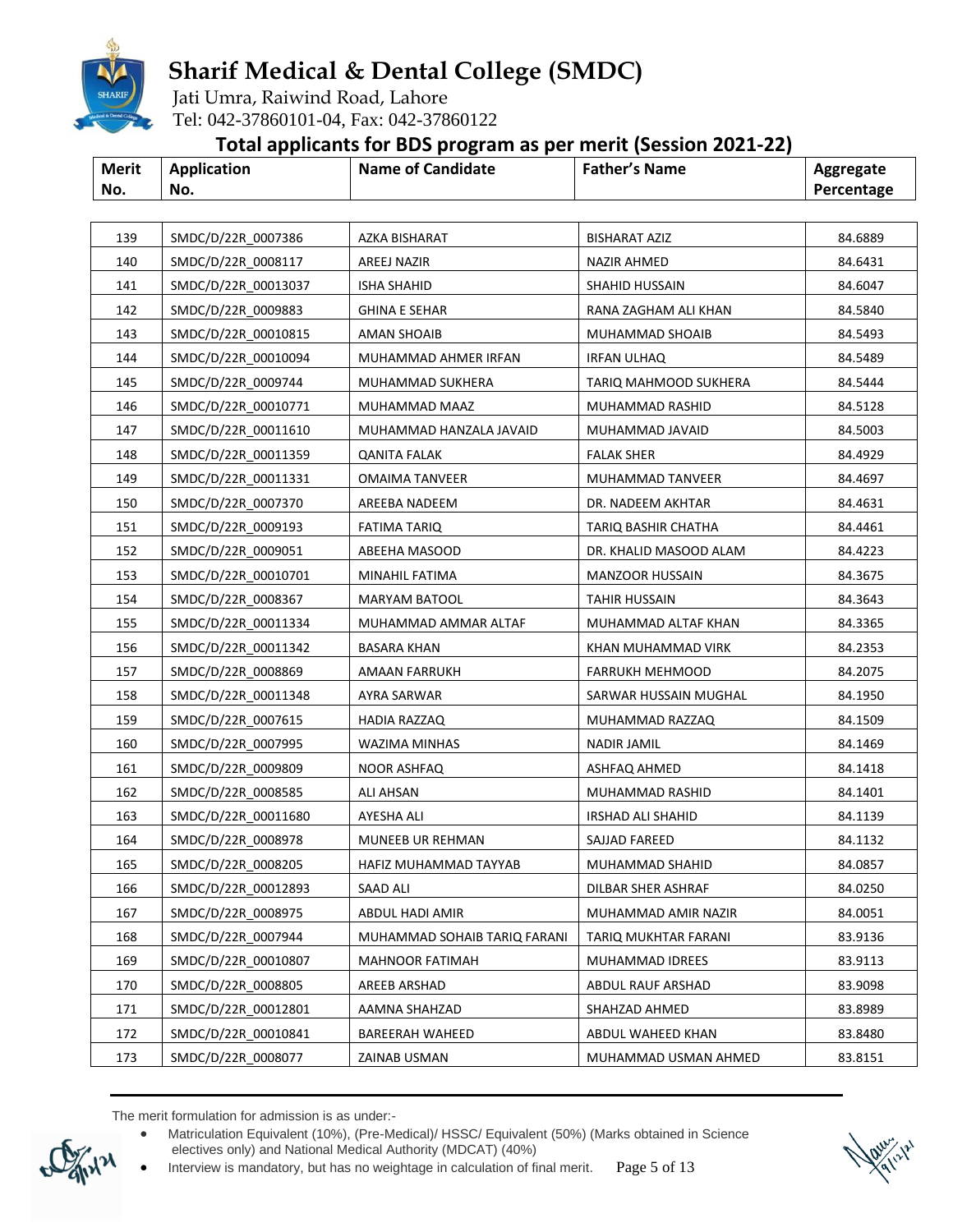# Sharif Medical & Dental College (SMDC)

Jati Umra, Raiwind Road, Lahore

Tel: 042-37860101-04, Fax: 042-37860122

## Total applicants for BDS program as per merit (Session 2021-22)

| Merit No. | Application No. | Name of Candidate | Father's Name | Aggregate Percentage |
|---|---|---|---|---|
| 139 | SMDC/D/22R_0007386 | AZKA BISHARAT | BISHARAT AZIZ | 84.6889 |
| 140 | SMDC/D/22R_0008117 | AREEJ NAZIR | NAZIR AHMED | 84.6431 |
| 141 | SMDC/D/22R_00013037 | ISHA SHAHID | SHAHID HUSSAIN | 84.6047 |
| 142 | SMDC/D/22R_0009883 | GHINA E SEHAR | RANA ZAGHAM ALI KHAN | 84.5840 |
| 143 | SMDC/D/22R_00010815 | AMAN SHOAIB | MUHAMMAD SHOAIB | 84.5493 |
| 144 | SMDC/D/22R_00010094 | MUHAMMAD AHMER IRFAN | IRFAN ULHAQ | 84.5489 |
| 145 | SMDC/D/22R_0009744 | MUHAMMAD SUKHERA | TARIQ MAHMOOD SUKHERA | 84.5444 |
| 146 | SMDC/D/22R_00010771 | MUHAMMAD MAAZ | MUHAMMAD RASHID | 84.5128 |
| 147 | SMDC/D/22R_00011610 | MUHAMMAD HANZALA JAVAID | MUHAMMAD JAVAID | 84.5003 |
| 148 | SMDC/D/22R_00011359 | QANITA FALAK | FALAK SHER | 84.4929 |
| 149 | SMDC/D/22R_00011331 | OMAIMA TANVEER | MUHAMMAD TANVEER | 84.4697 |
| 150 | SMDC/D/22R_0007370 | AREEBA NADEEM | DR. NADEEM AKHTAR | 84.4631 |
| 151 | SMDC/D/22R_0009193 | FATIMA TARIQ | TARIQ BASHIR CHATHA | 84.4461 |
| 152 | SMDC/D/22R_0009051 | ABEEHA MASOOD | DR. KHALID MASOOD ALAM | 84.4223 |
| 153 | SMDC/D/22R_00010701 | MINAHIL FATIMA | MANZOOR HUSSAIN | 84.3675 |
| 154 | SMDC/D/22R_0008367 | MARYAM BATOOL | TAHIR HUSSAIN | 84.3643 |
| 155 | SMDC/D/22R_00011334 | MUHAMMAD AMMAR ALTAF | MUHAMMAD ALTAF KHAN | 84.3365 |
| 156 | SMDC/D/22R_00011342 | BASARA KHAN | KHAN MUHAMMAD VIRK | 84.2353 |
| 157 | SMDC/D/22R_0008869 | AMAAN FARRUKH | FARRUKH MEHMOOD | 84.2075 |
| 158 | SMDC/D/22R_00011348 | AYRA SARWAR | SARWAR HUSSAIN MUGHAL | 84.1950 |
| 159 | SMDC/D/22R_0007615 | HADIA RAZZAQ | MUHAMMAD RAZZAQ | 84.1509 |
| 160 | SMDC/D/22R_0007995 | WAZIMA MINHAS | NADIR JAMIL | 84.1469 |
| 161 | SMDC/D/22R_0009809 | NOOR ASHFAQ | ASHFAQ AHMED | 84.1418 |
| 162 | SMDC/D/22R_0008585 | ALI AHSAN | MUHAMMAD RASHID | 84.1401 |
| 163 | SMDC/D/22R_00011680 | AYESHA ALI | IRSHAD ALI SHAHID | 84.1139 |
| 164 | SMDC/D/22R_0008978 | MUNEEB UR REHMAN | SAJJAD FAREED | 84.1132 |
| 165 | SMDC/D/22R_0008205 | HAFIZ MUHAMMAD TAYYAB | MUHAMMAD SHAHID | 84.0857 |
| 166 | SMDC/D/22R_00012893 | SAAD ALI | DILBAR SHER ASHRAF | 84.0250 |
| 167 | SMDC/D/22R_0008975 | ABDUL HADI AMIR | MUHAMMAD AMIR NAZIR | 84.0051 |
| 168 | SMDC/D/22R_0007944 | MUHAMMAD SOHAIB TARIQ FARANI | TARIQ MUKHTAR FARANI | 83.9136 |
| 169 | SMDC/D/22R_00010807 | MAHNOOR FATIMAH | MUHAMMAD IDREES | 83.9113 |
| 170 | SMDC/D/22R_0008805 | AREEB ARSHAD | ABDUL RAUF ARSHAD | 83.9098 |
| 171 | SMDC/D/22R_00012801 | AAMNA SHAHZAD | SHAHZAD AHMED | 83.8989 |
| 172 | SMDC/D/22R_00010841 | BAREERAH WAHEED | ABDUL WAHEED KHAN | 83.8480 |
| 173 | SMDC/D/22R_0008077 | ZAINAB USMAN | MUHAMMAD USMAN AHMED | 83.8151 |

The merit formulation for admission is as under:-

- Matriculation Equivalent (10%), (Pre-Medical)/ HSSC/ Equivalent (50%) (Marks obtained in Science electives only) and National Medical Authority (MDCAT) (40%)
- Interview is mandatory, but has no weightage in calculation of final merit.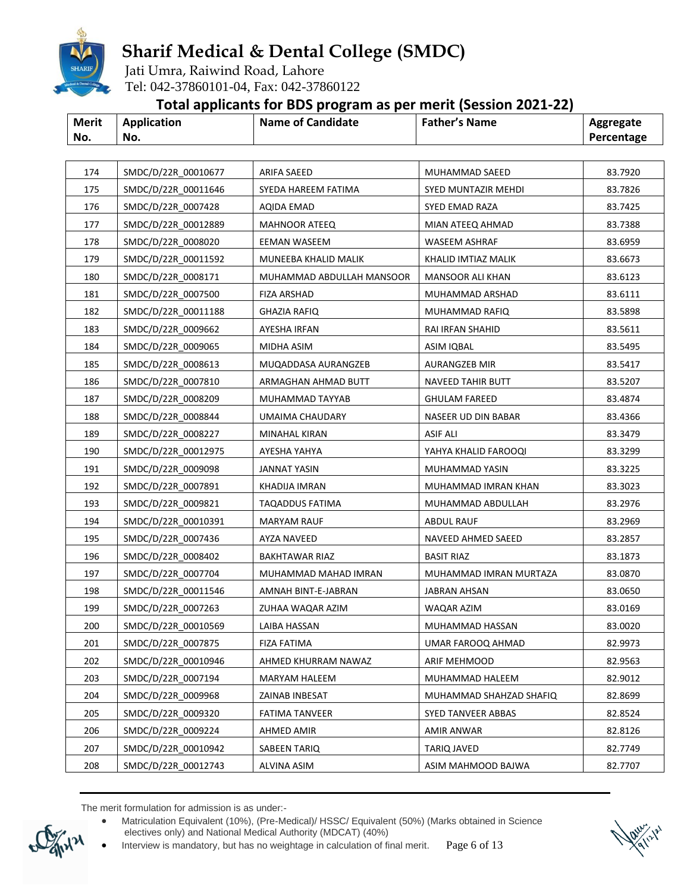# Sharif Medical & Dental College (SMDC)

Jati Umra, Raiwind Road, Lahore
Tel: 042-37860101-04, Fax: 042-37860122

## Total applicants for BDS program as per merit (Session 2021-22)

| Merit No. | Application No. | Name of Candidate | Father's Name | Aggregate Percentage |
|---|---|---|---|---|
| 174 | SMDC/D/22R_00010677 | ARIFA SAEED | MUHAMMAD SAEED | 83.7920 |
| 175 | SMDC/D/22R_00011646 | SYEDA HAREEM FATIMA | SYED MUNTAZIR MEHDI | 83.7826 |
| 176 | SMDC/D/22R_0007428 | AQIDA EMAD | SYED EMAD RAZA | 83.7425 |
| 177 | SMDC/D/22R_00012889 | MAHNOOR ATEEQ | MIAN ATEEQ AHMAD | 83.7388 |
| 178 | SMDC/D/22R_0008020 | EEMAN WASEEM | WASEEM ASHRAF | 83.6959 |
| 179 | SMDC/D/22R_00011592 | MUNEEBA KHALID MALIK | KHALID IMTIAZ MALIK | 83.6673 |
| 180 | SMDC/D/22R_0008171 | MUHAMMAD ABDULLAH MANSOOR | MANSOOR ALI KHAN | 83.6123 |
| 181 | SMDC/D/22R_0007500 | FIZA ARSHAD | MUHAMMAD ARSHAD | 83.6111 |
| 182 | SMDC/D/22R_00011188 | GHAZIA RAFIQ | MUHAMMAD RAFIQ | 83.5898 |
| 183 | SMDC/D/22R_0009662 | AYESHA IRFAN | RAI IRFAN SHAHID | 83.5611 |
| 184 | SMDC/D/22R_0009065 | MIDHA ASIM | ASIM IQBAL | 83.5495 |
| 185 | SMDC/D/22R_0008613 | MUQADDASA AURANGZEB | AURANGZEB MIR | 83.5417 |
| 186 | SMDC/D/22R_0007810 | ARMAGHAN AHMAD BUTT | NAVEED TAHIR BUTT | 83.5207 |
| 187 | SMDC/D/22R_0008209 | MUHAMMAD TAYYAB | GHULAM FAREED | 83.4874 |
| 188 | SMDC/D/22R_0008844 | UMAIMA CHAUDARY | NASEER UD DIN BABAR | 83.4366 |
| 189 | SMDC/D/22R_0008227 | MINAHAL KIRAN | ASIF ALI | 83.3479 |
| 190 | SMDC/D/22R_00012975 | AYESHA YAHYA | YAHYA KHALID FAROOQI | 83.3299 |
| 191 | SMDC/D/22R_0009098 | JANNAT YASIN | MUHAMMAD YASIN | 83.3225 |
| 192 | SMDC/D/22R_0007891 | KHADIJA IMRAN | MUHAMMAD IMRAN KHAN | 83.3023 |
| 193 | SMDC/D/22R_0009821 | TAQADDUS FATIMA | MUHAMMAD ABDULLAH | 83.2976 |
| 194 | SMDC/D/22R_00010391 | MARYAM RAUF | ABDUL RAUF | 83.2969 |
| 195 | SMDC/D/22R_0007436 | AYZA NAVEED | NAVEED AHMED SAEED | 83.2857 |
| 196 | SMDC/D/22R_0008402 | BAKHTAWAR RIAZ | BASIT RIAZ | 83.1873 |
| 197 | SMDC/D/22R_0007704 | MUHAMMAD MAHAD IMRAN | MUHAMMAD IMRAN MURTAZA | 83.0870 |
| 198 | SMDC/D/22R_00011546 | AMNAH BINT-E-JABRAN | JABRAN AHSAN | 83.0650 |
| 199 | SMDC/D/22R_0007263 | ZUHAA WAQAR AZIM | WAQAR AZIM | 83.0169 |
| 200 | SMDC/D/22R_00010569 | LAIBA HASSAN | MUHAMMAD HASSAN | 83.0020 |
| 201 | SMDC/D/22R_0007875 | FIZA FATIMA | UMAR FAROOQ AHMAD | 82.9973 |
| 202 | SMDC/D/22R_00010946 | AHMED KHURRAM NAWAZ | ARIF MEHMOOD | 82.9563 |
| 203 | SMDC/D/22R_0007194 | MARYAM HALEEM | MUHAMMAD HALEEM | 82.9012 |
| 204 | SMDC/D/22R_0009968 | ZAINAB INBESAT | MUHAMMAD SHAHZAD SHAFIQ | 82.8699 |
| 205 | SMDC/D/22R_0009320 | FATIMA TANVEER | SYED TANVEER ABBAS | 82.8524 |
| 206 | SMDC/D/22R_0009224 | AHMED AMIR | AMIR ANWAR | 82.8126 |
| 207 | SMDC/D/22R_00010942 | SABEEN TARIQ | TARIQ JAVED | 82.7749 |
| 208 | SMDC/D/22R_00012743 | ALVINA ASIM | ASIM MAHMOOD BAJWA | 82.7707 |

The merit formulation for admission is as under:-

- Matriculation Equivalent (10%), (Pre-Medical)/ HSSC/ Equivalent (50%) (Marks obtained in Science electives only) and National Medical Authority (MDCAT) (40%)
- Interview is mandatory, but has no weightage in calculation of final merit.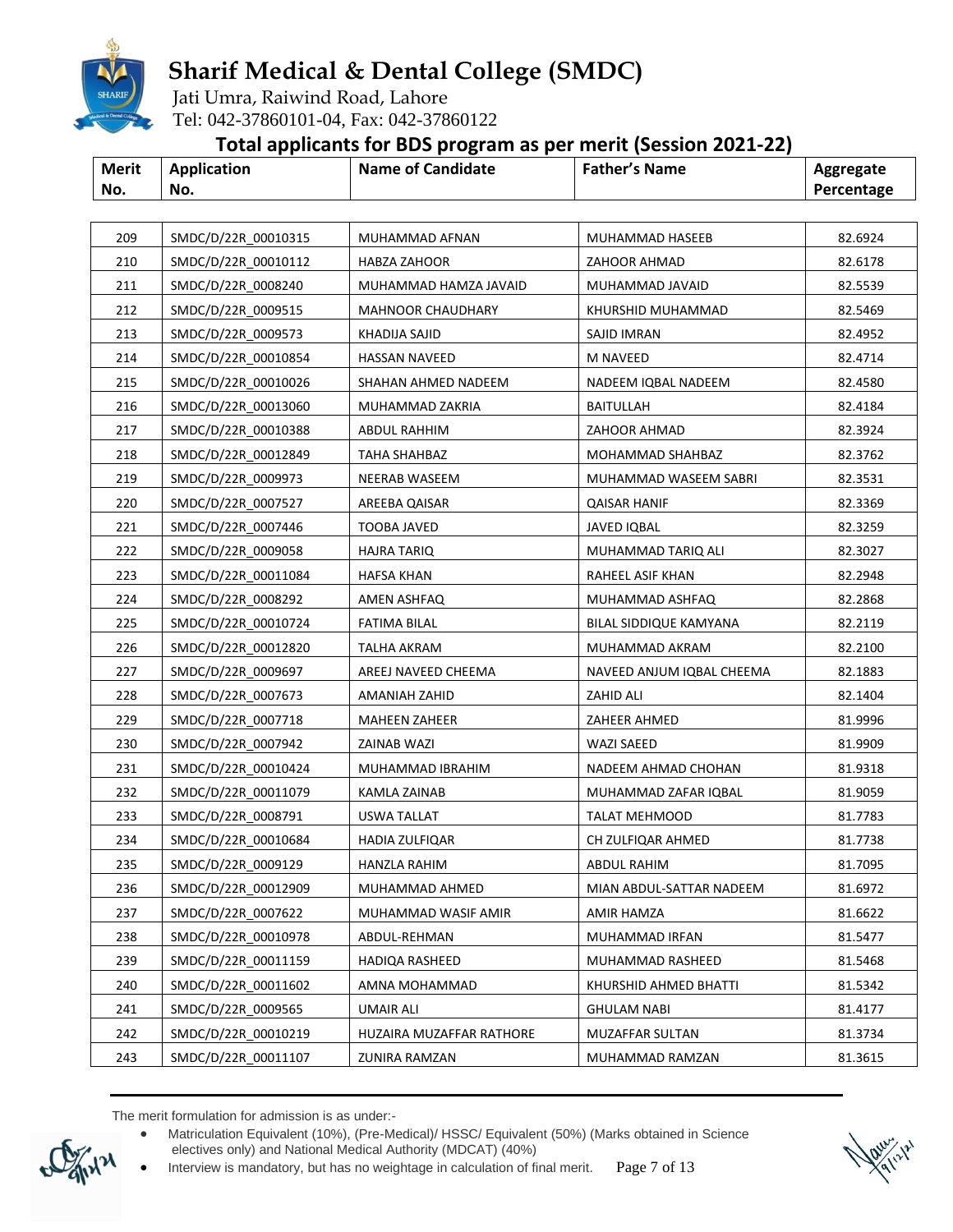# Sharif Medical & Dental College (SMDC)

Jati Umra, Raiwind Road, Lahore
Tel: 042-37860101-04, Fax: 042-37860122

## Total applicants for BDS program as per merit (Session 2021-22)

| Merit No. | Application No. | Name of Candidate | Father's Name | Aggregate Percentage |
|---|---|---|---|---|
| 209 | SMDC/D/22R_00010315 | MUHAMMAD AFNAN | MUHAMMAD HASEEB | 82.6924 |
| 210 | SMDC/D/22R_00010112 | HABZA ZAHOOR | ZAHOOR AHMAD | 82.6178 |
| 211 | SMDC/D/22R_0008240 | MUHAMMAD HAMZA JAVAID | MUHAMMAD JAVAID | 82.5539 |
| 212 | SMDC/D/22R_0009515 | MAHNOOR CHAUDHARY | KHURSHID MUHAMMAD | 82.5469 |
| 213 | SMDC/D/22R_0009573 | KHADIJA SAJID | SAJID IMRAN | 82.4952 |
| 214 | SMDC/D/22R_00010854 | HASSAN NAVEED | M NAVEED | 82.4714 |
| 215 | SMDC/D/22R_00010026 | SHAHAN AHMED NADEEM | NADEEM IQBAL NADEEM | 82.4580 |
| 216 | SMDC/D/22R_00013060 | MUHAMMAD ZAKRIA | BAITULLAH | 82.4184 |
| 217 | SMDC/D/22R_00010388 | ABDUL RAHHIM | ZAHOOR AHMAD | 82.3924 |
| 218 | SMDC/D/22R_00012849 | TAHA SHAHBAZ | MOHAMMAD SHAHBAZ | 82.3762 |
| 219 | SMDC/D/22R_0009973 | NEERAB WASEEM | MUHAMMAD WASEEM SABRI | 82.3531 |
| 220 | SMDC/D/22R_0007527 | AREEBA QAISAR | QAISAR HANIF | 82.3369 |
| 221 | SMDC/D/22R_0007446 | TOOBA JAVED | JAVED IQBAL | 82.3259 |
| 222 | SMDC/D/22R_0009058 | HAJRA TARIQ | MUHAMMAD TARIQ ALI | 82.3027 |
| 223 | SMDC/D/22R_00011084 | HAFSA KHAN | RAHEEL ASIF KHAN | 82.2948 |
| 224 | SMDC/D/22R_0008292 | AMEN ASHFAQ | MUHAMMAD ASHFAQ | 82.2868 |
| 225 | SMDC/D/22R_00010724 | FATIMA BILAL | BILAL SIDDIQUE KAMYANA | 82.2119 |
| 226 | SMDC/D/22R_00012820 | TALHA AKRAM | MUHAMMAD AKRAM | 82.2100 |
| 227 | SMDC/D/22R_0009697 | AREEJ NAVEED CHEEMA | NAVEED ANJUM IQBAL CHEEMA | 82.1883 |
| 228 | SMDC/D/22R_0007673 | AMANIAH ZAHID | ZAHID ALI | 82.1404 |
| 229 | SMDC/D/22R_0007718 | MAHEEN ZAHEER | ZAHEER AHMED | 81.9996 |
| 230 | SMDC/D/22R_0007942 | ZAINAB WAZI | WAZI SAEED | 81.9909 |
| 231 | SMDC/D/22R_00010424 | MUHAMMAD IBRAHIM | NADEEM AHMAD CHOHAN | 81.9318 |
| 232 | SMDC/D/22R_00011079 | KAMLA ZAINAB | MUHAMMAD ZAFAR IQBAL | 81.9059 |
| 233 | SMDC/D/22R_0008791 | USWA TALLAT | TALAT MEHMOOD | 81.7783 |
| 234 | SMDC/D/22R_00010684 | HADIA ZULFIQAR | CH ZULFIQAR AHMED | 81.7738 |
| 235 | SMDC/D/22R_0009129 | HANZLA RAHIM | ABDUL RAHIM | 81.7095 |
| 236 | SMDC/D/22R_00012909 | MUHAMMAD AHMED | MIAN ABDUL-SATTAR NADEEM | 81.6972 |
| 237 | SMDC/D/22R_0007622 | MUHAMMAD WASIF AMIR | AMIR HAMZA | 81.6622 |
| 238 | SMDC/D/22R_00010978 | ABDUL-REHMAN | MUHAMMAD IRFAN | 81.5477 |
| 239 | SMDC/D/22R_00011159 | HADIQA RASHEED | MUHAMMAD RASHEED | 81.5468 |
| 240 | SMDC/D/22R_00011602 | AMNA MOHAMMAD | KHURSHID AHMED BHATTI | 81.5342 |
| 241 | SMDC/D/22R_0009565 | UMAIR ALI | GHULAM NABI | 81.4177 |
| 242 | SMDC/D/22R_00010219 | HUZAIRA MUZAFFAR RATHORE | MUZAFFAR SULTAN | 81.3734 |
| 243 | SMDC/D/22R_00011107 | ZUNIRA RAMZAN | MUHAMMAD RAMZAN | 81.3615 |

The merit formulation for admission is as under:-

- Matriculation Equivalent (10%), (Pre-Medical)/ HSSC/ Equivalent (50%) (Marks obtained in Science electives only) and National Medical Authority (MDCAT) (40%)
- Interview is mandatory, but has no weightage in calculation of final merit.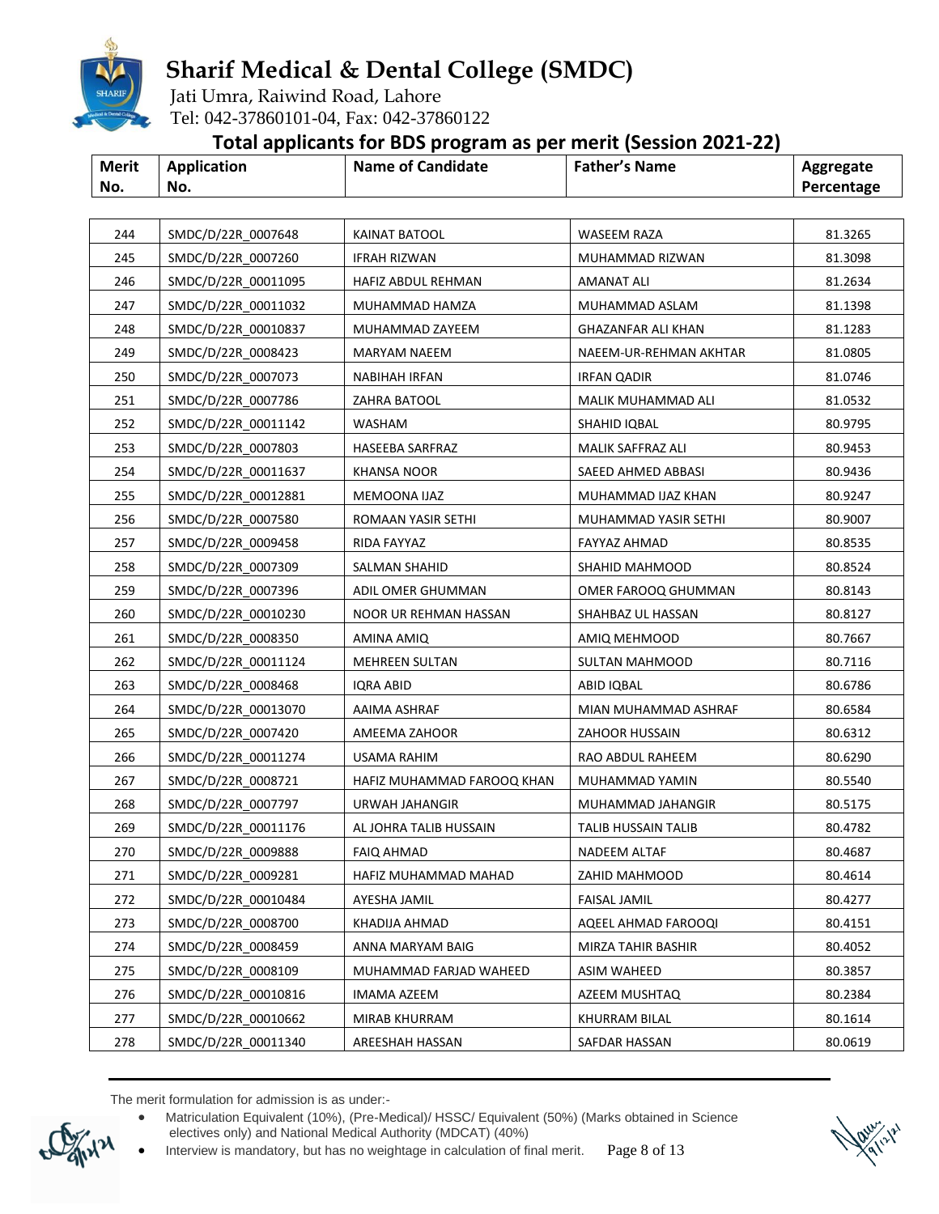# Sharif Medical & Dental College (SMDC)

Jati Umra, Raiwind Road, Lahore
Tel: 042-37860101-04, Fax: 042-37860122

## Total applicants for BDS program as per merit (Session 2021-22)

| Merit No. | Application No. | Name of Candidate | Father's Name | Aggregate Percentage |
|---|---|---|---|---|
| 244 | SMDC/D/22R_0007648 | KAINAT BATOOL | WASEEM RAZA | 81.3265 |
| 245 | SMDC/D/22R_0007260 | IFRAH RIZWAN | MUHAMMAD RIZWAN | 81.3098 |
| 246 | SMDC/D/22R_00011095 | HAFIZ ABDUL REHMAN | AMANAT ALI | 81.2634 |
| 247 | SMDC/D/22R_00011032 | MUHAMMAD HAMZA | MUHAMMAD ASLAM | 81.1398 |
| 248 | SMDC/D/22R_00010837 | MUHAMMAD ZAYEEM | GHAZANFAR ALI KHAN | 81.1283 |
| 249 | SMDC/D/22R_0008423 | MARYAM NAEEM | NAEEM-UR-REHMAN AKHTAR | 81.0805 |
| 250 | SMDC/D/22R_0007073 | NABIHAH IRFAN | IRFAN QADIR | 81.0746 |
| 251 | SMDC/D/22R_0007786 | ZAHRA BATOOL | MALIK MUHAMMAD ALI | 81.0532 |
| 252 | SMDC/D/22R_00011142 | WASHAM | SHAHID IQBAL | 80.9795 |
| 253 | SMDC/D/22R_0007803 | HASEEBA SARFRAZ | MALIK SAFFRAZ ALI | 80.9453 |
| 254 | SMDC/D/22R_00011637 | KHANSA NOOR | SAEED AHMED ABBASI | 80.9436 |
| 255 | SMDC/D/22R_00012881 | MEMOONA IJAZ | MUHAMMAD IJAZ KHAN | 80.9247 |
| 256 | SMDC/D/22R_0007580 | ROMAAN YASIR SETHI | MUHAMMAD YASIR SETHI | 80.9007 |
| 257 | SMDC/D/22R_0009458 | RIDA FAYYAZ | FAYYAZ AHMAD | 80.8535 |
| 258 | SMDC/D/22R_0007309 | SALMAN SHAHID | SHAHID MAHMOOD | 80.8524 |
| 259 | SMDC/D/22R_0007396 | ADIL OMER GHUMMAN | OMER FAROOQ GHUMMAN | 80.8143 |
| 260 | SMDC/D/22R_00010230 | NOOR UR REHMAN HASSAN | SHAHBAZ UL HASSAN | 80.8127 |
| 261 | SMDC/D/22R_0008350 | AMINA AMIQ | AMIQ MEHMOOD | 80.7667 |
| 262 | SMDC/D/22R_00011124 | MEHREEN SULTAN | SULTAN MAHMOOD | 80.7116 |
| 263 | SMDC/D/22R_0008468 | IQRA ABID | ABID IQBAL | 80.6786 |
| 264 | SMDC/D/22R_00013070 | AAIMA ASHRAF | MIAN MUHAMMAD ASHRAF | 80.6584 |
| 265 | SMDC/D/22R_0007420 | AMEEMA ZAHOOR | ZAHOOR HUSSAIN | 80.6312 |
| 266 | SMDC/D/22R_00011274 | USAMA RAHIM | RAO ABDUL RAHEEM | 80.6290 |
| 267 | SMDC/D/22R_0008721 | HAFIZ MUHAMMAD FAROOQ KHAN | MUHAMMAD YAMIN | 80.5540 |
| 268 | SMDC/D/22R_0007797 | URWAH JAHANGIR | MUHAMMAD JAHANGIR | 80.5175 |
| 269 | SMDC/D/22R_00011176 | AL JOHRA TALIB HUSSAIN | TALIB HUSSAIN TALIB | 80.4782 |
| 270 | SMDC/D/22R_0009888 | FAIQ AHMAD | NADEEM ALTAF | 80.4687 |
| 271 | SMDC/D/22R_0009281 | HAFIZ MUHAMMAD MAHAD | ZAHID MAHMOOD | 80.4614 |
| 272 | SMDC/D/22R_00010484 | AYESHA JAMIL | FAISAL JAMIL | 80.4277 |
| 273 | SMDC/D/22R_0008700 | KHADIJA AHMAD | AQEEL AHMAD FAROOQI | 80.4151 |
| 274 | SMDC/D/22R_0008459 | ANNA MARYAM BAIG | MIRZA TAHIR BASHIR | 80.4052 |
| 275 | SMDC/D/22R_0008109 | MUHAMMAD FARJAD WAHEED | ASIM WAHEED | 80.3857 |
| 276 | SMDC/D/22R_00010816 | IMAMA AZEEM | AZEEM MUSHTAQ | 80.2384 |
| 277 | SMDC/D/22R_00010662 | MIRAB KHURRAM | KHURRAM BILAL | 80.1614 |
| 278 | SMDC/D/22R_00011340 | AREESHAH HASSAN | SAFDAR HASSAN | 80.0619 |

The merit formulation for admission is as under:-

- Matriculation Equivalent (10%), (Pre-Medical)/ HSSC/ Equivalent (50%) (Marks obtained in Science electives only) and National Medical Authority (MDCAT) (40%)
- Interview is mandatory, but has no weightage in calculation of final merit.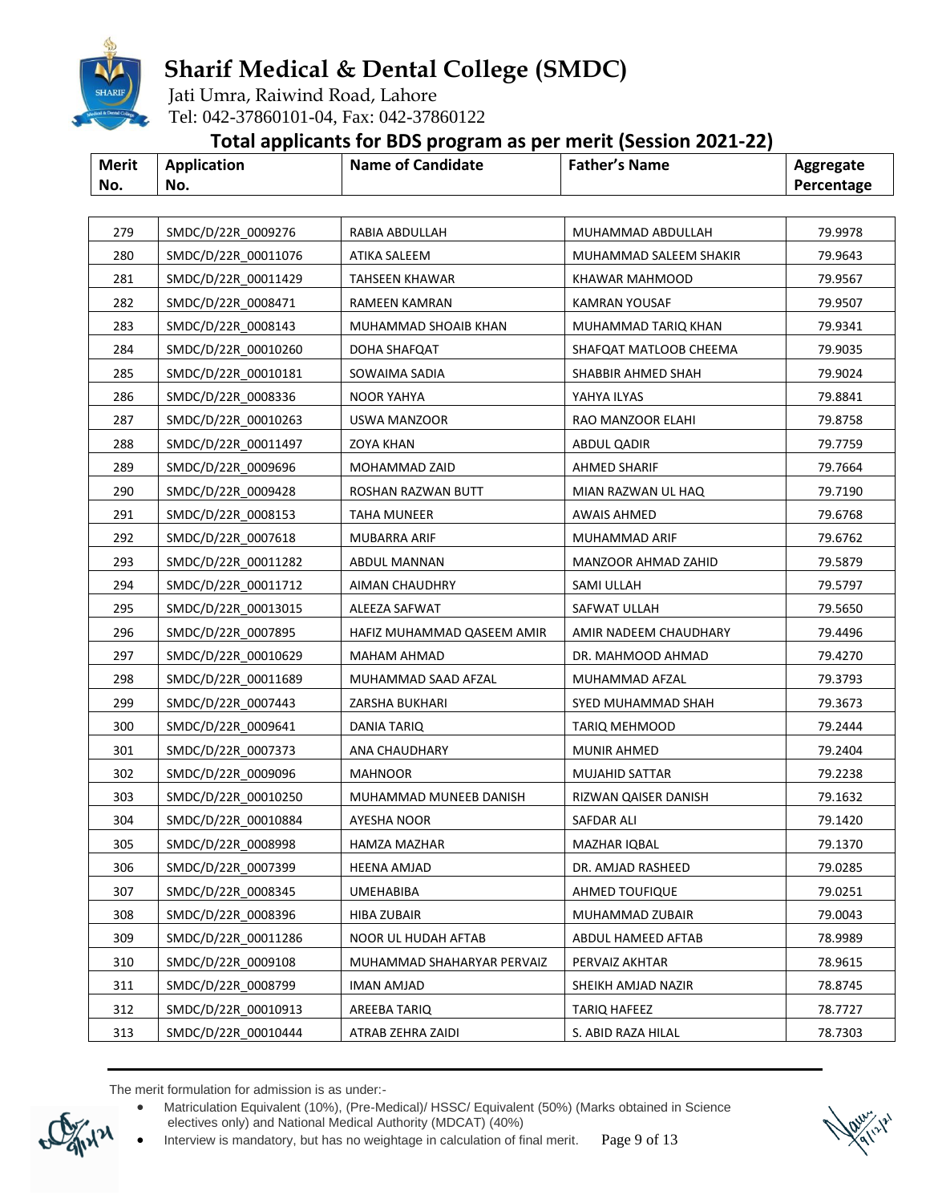# Sharif Medical & Dental College (SMDC)

Jati Umra, Raiwind Road, Lahore

Tel: 042-37860101-04, Fax: 042-37860122

## Total applicants for BDS program as per merit (Session 2021-22)

| Merit No. | Application No. | Name of Candidate | Father's Name | Aggregate Percentage |
|---|---|---|---|---|
| 279 | SMDC/D/22R_0009276 | RABIA ABDULLAH | MUHAMMAD ABDULLAH | 79.9978 |
| 280 | SMDC/D/22R_00011076 | ATIKA SALEEM | MUHAMMAD SALEEM SHAKIR | 79.9643 |
| 281 | SMDC/D/22R_00011429 | TAHSEEN KHAWAR | KHAWAR MAHMOOD | 79.9567 |
| 282 | SMDC/D/22R_0008471 | RAMEEN KAMRAN | KAMRAN YOUSAF | 79.9507 |
| 283 | SMDC/D/22R_0008143 | MUHAMMAD SHOAIB KHAN | MUHAMMAD TARIQ KHAN | 79.9341 |
| 284 | SMDC/D/22R_00010260 | DOHA SHAFQAT | SHAFQAT MATLOOB CHEEMA | 79.9035 |
| 285 | SMDC/D/22R_00010181 | SOWAIMA SADIA | SHABBIR AHMED SHAH | 79.9024 |
| 286 | SMDC/D/22R_0008336 | NOOR YAHYA | YAHYA ILYAS | 79.8841 |
| 287 | SMDC/D/22R_00010263 | USWA MANZOOR | RAO MANZOOR ELAHI | 79.8758 |
| 288 | SMDC/D/22R_00011497 | ZOYA KHAN | ABDUL QADIR | 79.7759 |
| 289 | SMDC/D/22R_0009696 | MOHAMMAD ZAID | AHMED SHARIF | 79.7664 |
| 290 | SMDC/D/22R_0009428 | ROSHAN RAZWAN BUTT | MIAN RAZWAN UL HAQ | 79.7190 |
| 291 | SMDC/D/22R_0008153 | TAHA MUNEER | AWAIS AHMED | 79.6768 |
| 292 | SMDC/D/22R_0007618 | MUBARRA ARIF | MUHAMMAD ARIF | 79.6762 |
| 293 | SMDC/D/22R_00011282 | ABDUL MANNAN | MANZOOR AHMAD ZAHID | 79.5879 |
| 294 | SMDC/D/22R_00011712 | AIMAN CHAUDHRY | SAMI ULLAH | 79.5797 |
| 295 | SMDC/D/22R_00013015 | ALEEZA SAFWAT | SAFWAT ULLAH | 79.5650 |
| 296 | SMDC/D/22R_0007895 | HAFIZ MUHAMMAD QASEEM AMIR | AMIR NADEEM CHAUDHARY | 79.4496 |
| 297 | SMDC/D/22R_00010629 | MAHAM AHMAD | DR. MAHMOOD AHMAD | 79.4270 |
| 298 | SMDC/D/22R_00011689 | MUHAMMAD SAAD AFZAL | MUHAMMAD AFZAL | 79.3793 |
| 299 | SMDC/D/22R_0007443 | ZARSHA BUKHARI | SYED MUHAMMAD SHAH | 79.3673 |
| 300 | SMDC/D/22R_0009641 | DANIA TARIQ | TARIQ MEHMOOD | 79.2444 |
| 301 | SMDC/D/22R_0007373 | ANA CHAUDHARY | MUNIR AHMED | 79.2404 |
| 302 | SMDC/D/22R_0009096 | MAHNOOR | MUJAHID SATTAR | 79.2238 |
| 303 | SMDC/D/22R_00010250 | MUHAMMAD MUNEEB DANISH | RIZWAN QAISER DANISH | 79.1632 |
| 304 | SMDC/D/22R_00010884 | AYESHA NOOR | SAFDAR ALI | 79.1420 |
| 305 | SMDC/D/22R_0008998 | HAMZA MAZHAR | MAZHAR IQBAL | 79.1370 |
| 306 | SMDC/D/22R_0007399 | HEENA AMJAD | DR. AMJAD RASHEED | 79.0285 |
| 307 | SMDC/D/22R_0008345 | UMEHABIBA | AHMED TOUFIQUE | 79.0251 |
| 308 | SMDC/D/22R_0008396 | HIBA ZUBAIR | MUHAMMAD ZUBAIR | 79.0043 |
| 309 | SMDC/D/22R_00011286 | NOOR UL HUDAH AFTAB | ABDUL HAMEED AFTAB | 78.9989 |
| 310 | SMDC/D/22R_0009108 | MUHAMMAD SHAHARYAR PERVAIZ | PERVAIZ AKHTAR | 78.9615 |
| 311 | SMDC/D/22R_0008799 | IMAN AMJAD | SHEIKH AMJAD NAZIR | 78.8745 |
| 312 | SMDC/D/22R_00010913 | AREEBA TARIQ | TARIQ HAFEEZ | 78.7727 |
| 313 | SMDC/D/22R_00010444 | ATRAB ZEHRA ZAIDI | S. ABID RAZA HILAL | 78.7303 |

The merit formulation for admission is as under:-

- Matriculation Equivalent (10%), (Pre-Medical)/ HSSC/ Equivalent (50%) (Marks obtained in Science electives only) and National Medical Authority (MDCAT) (40%)
- Interview is mandatory, but has no weightage in calculation of final merit.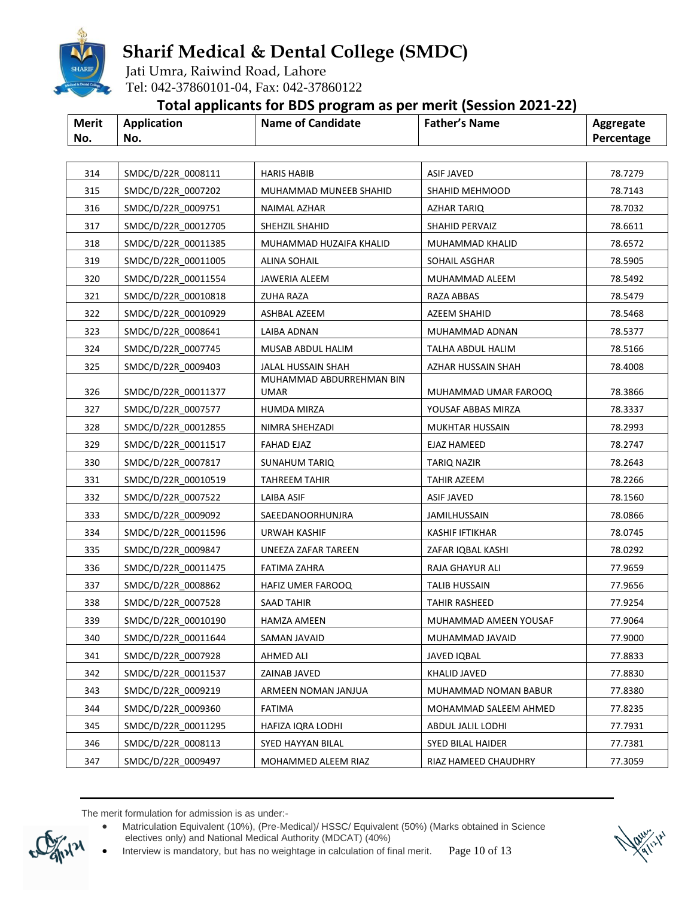# Sharif Medical & Dental College (SMDC)

Jati Umra, Raiwind Road, Lahore
Tel: 042-37860101-04, Fax: 042-37860122

## Total applicants for BDS program as per merit (Session 2021-22)

| Merit No. | Application No. | Name of Candidate | Father's Name | Aggregate Percentage |
|---|---|---|---|---|
| 314 | SMDC/D/22R_0008111 | HARIS HABIB | ASIF JAVED | 78.7279 |
| 315 | SMDC/D/22R_0007202 | MUHAMMAD MUNEEB SHAHID | SHAHID MEHMOOD | 78.7143 |
| 316 | SMDC/D/22R_0009751 | NAIMAL AZHAR | AZHAR TARIQ | 78.7032 |
| 317 | SMDC/D/22R_00012705 | SHEHZIL SHAHID | SHAHID PERVAIZ | 78.6611 |
| 318 | SMDC/D/22R_00011385 | MUHAMMAD HUZAIFA KHALID | MUHAMMAD KHALID | 78.6572 |
| 319 | SMDC/D/22R_00011005 | ALINA SOHAIL | SOHAIL ASGHAR | 78.5905 |
| 320 | SMDC/D/22R_00011554 | JAWERIA ALEEM | MUHAMMAD ALEEM | 78.5492 |
| 321 | SMDC/D/22R_00010818 | ZUHA RAZA | RAZA ABBAS | 78.5479 |
| 322 | SMDC/D/22R_00010929 | ASHBAL AZEEM | AZEEM SHAHID | 78.5468 |
| 323 | SMDC/D/22R_0008641 | LAIBA ADNAN | MUHAMMAD ADNAN | 78.5377 |
| 324 | SMDC/D/22R_0007745 | MUSAB ABDUL HALIM | TALHA ABDUL HALIM | 78.5166 |
| 325 | SMDC/D/22R_0009403 | JALAL HUSSAIN SHAH | AZHAR HUSSAIN SHAH | 78.4008 |
| 326 | SMDC/D/22R_00011377 | MUHAMMAD ABDURREHMAN BIN UMAR | MUHAMMAD UMAR FAROOQ | 78.3866 |
| 327 | SMDC/D/22R_0007577 | HUMDA MIRZA | YOUSAF ABBAS MIRZA | 78.3337 |
| 328 | SMDC/D/22R_00012855 | NIMRA SHEHZADI | MUKHTAR HUSSAIN | 78.2993 |
| 329 | SMDC/D/22R_00011517 | FAHAD EJAZ | EJAZ HAMEED | 78.2747 |
| 330 | SMDC/D/22R_0007817 | SUNAHUM TARIQ | TARIQ NAZIR | 78.2643 |
| 331 | SMDC/D/22R_00010519 | TAHREEM TAHIR | TAHIR AZEEM | 78.2266 |
| 332 | SMDC/D/22R_0007522 | LAIBA ASIF | ASIF JAVED | 78.1560 |
| 333 | SMDC/D/22R_0009092 | SAEEDANOORHUNJRA | JAMILHUSSAIN | 78.0866 |
| 334 | SMDC/D/22R_00011596 | URWAH KASHIF | KASHIF IFTIKHAR | 78.0745 |
| 335 | SMDC/D/22R_0009847 | UNEEZA ZAFAR TAREEN | ZAFAR IQBAL KASHI | 78.0292 |
| 336 | SMDC/D/22R_00011475 | FATIMA ZAHRA | RAJA GHAYUR ALI | 77.9659 |
| 337 | SMDC/D/22R_0008862 | HAFIZ UMER FAROOQ | TALIB HUSSAIN | 77.9656 |
| 338 | SMDC/D/22R_0007528 | SAAD TAHIR | TAHIR RASHEED | 77.9254 |
| 339 | SMDC/D/22R_00010190 | HAMZA AMEEN | MUHAMMAD AMEEN YOUSAF | 77.9064 |
| 340 | SMDC/D/22R_00011644 | SAMAN JAVAID | MUHAMMAD JAVAID | 77.9000 |
| 341 | SMDC/D/22R_0007928 | AHMED ALI | JAVED IQBAL | 77.8833 |
| 342 | SMDC/D/22R_00011537 | ZAINAB JAVED | KHALID JAVED | 77.8830 |
| 343 | SMDC/D/22R_0009219 | ARMEEN NOMAN JANJUA | MUHAMMAD NOMAN BABUR | 77.8380 |
| 344 | SMDC/D/22R_0009360 | FATIMA | MOHAMMAD SALEEM AHMED | 77.8235 |
| 345 | SMDC/D/22R_00011295 | HAFIZA IQRA LODHI | ABDUL JALIL LODHI | 77.7931 |
| 346 | SMDC/D/22R_0008113 | SYED HAYYAN BILAL | SYED BILAL HAIDER | 77.7381 |
| 347 | SMDC/D/22R_0009497 | MOHAMMED ALEEM RIAZ | RIAZ HAMEED CHAUDHRY | 77.3059 |

The merit formulation for admission is as under:-

- Matriculation Equivalent (10%), (Pre-Medical)/ HSSC/ Equivalent (50%) (Marks obtained in Science electives only) and National Medical Authority (MDCAT) (40%)
- Interview is mandatory, but has no weightage in calculation of final merit.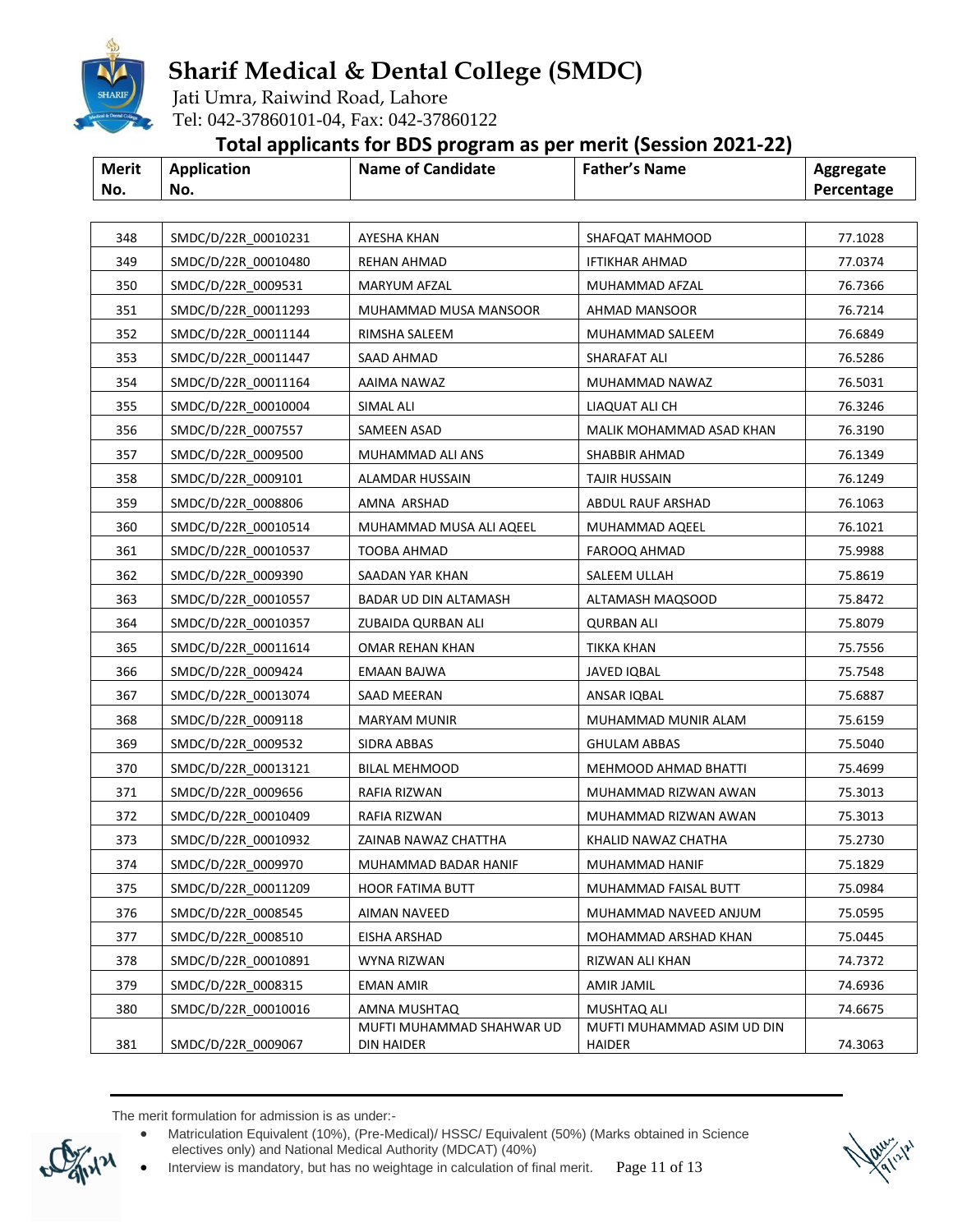# Sharif Medical & Dental College (SMDC)

Jati Umra, Raiwind Road, Lahore
Tel: 042-37860101-04, Fax: 042-37860122

## Total applicants for BDS program as per merit (Session 2021-22)

| Merit No. | Application No. | Name of Candidate | Father's Name | Aggregate Percentage |
|---|---|---|---|---|
| 348 | SMDC/D/22R_00010231 | AYESHA KHAN | SHAFQAT MAHMOOD | 77.1028 |
| 349 | SMDC/D/22R_00010480 | REHAN AHMAD | IFTIKHAR AHMAD | 77.0374 |
| 350 | SMDC/D/22R_0009531 | MARYUM AFZAL | MUHAMMAD AFZAL | 76.7366 |
| 351 | SMDC/D/22R_00011293 | MUHAMMAD MUSA MANSOOR | AHMAD MANSOOR | 76.7214 |
| 352 | SMDC/D/22R_00011144 | RIMSHA SALEEM | MUHAMMAD SALEEM | 76.6849 |
| 353 | SMDC/D/22R_00011447 | SAAD AHMAD | SHARAFAT ALI | 76.5286 |
| 354 | SMDC/D/22R_00011164 | AAIMA NAWAZ | MUHAMMAD NAWAZ | 76.5031 |
| 355 | SMDC/D/22R_00010004 | SIMAL ALI | LIAQUAT ALI CH | 76.3246 |
| 356 | SMDC/D/22R_0007557 | SAMEEN ASAD | MALIK MOHAMMAD ASAD KHAN | 76.3190 |
| 357 | SMDC/D/22R_0009500 | MUHAMMAD ALI ANS | SHABBIR AHMAD | 76.1349 |
| 358 | SMDC/D/22R_0009101 | ALAMDAR HUSSAIN | TAJIR HUSSAIN | 76.1249 |
| 359 | SMDC/D/22R_0008806 | AMNA ARSHAD | ABDUL RAUF ARSHAD | 76.1063 |
| 360 | SMDC/D/22R_00010514 | MUHAMMAD MUSA ALI AQEEL | MUHAMMAD AQEEL | 76.1021 |
| 361 | SMDC/D/22R_00010537 | TOOBA AHMAD | FAROOQ AHMAD | 75.9988 |
| 362 | SMDC/D/22R_0009390 | SAADAN YAR KHAN | SALEEM ULLAH | 75.8619 |
| 363 | SMDC/D/22R_00010557 | BADAR UD DIN ALTAMASH | ALTAMASH MAQSOOD | 75.8472 |
| 364 | SMDC/D/22R_00010357 | ZUBAIDA QURBAN ALI | QURBAN ALI | 75.8079 |
| 365 | SMDC/D/22R_00011614 | OMAR REHAN KHAN | TIKKA KHAN | 75.7556 |
| 366 | SMDC/D/22R_0009424 | EMAAN BAJWA | JAVED IQBAL | 75.7548 |
| 367 | SMDC/D/22R_00013074 | SAAD MEERAN | ANSAR IQBAL | 75.6887 |
| 368 | SMDC/D/22R_0009118 | MARYAM MUNIR | MUHAMMAD MUNIR ALAM | 75.6159 |
| 369 | SMDC/D/22R_0009532 | SIDRA ABBAS | GHULAM ABBAS | 75.5040 |
| 370 | SMDC/D/22R_00013121 | BILAL MEHMOOD | MEHMOOD AHMAD BHATTI | 75.4699 |
| 371 | SMDC/D/22R_0009656 | RAFIA RIZWAN | MUHAMMAD RIZWAN AWAN | 75.3013 |
| 372 | SMDC/D/22R_00010409 | RAFIA RIZWAN | MUHAMMAD RIZWAN AWAN | 75.3013 |
| 373 | SMDC/D/22R_00010932 | ZAINAB NAWAZ CHATTHA | KHALID NAWAZ CHATHA | 75.2730 |
| 374 | SMDC/D/22R_0009970 | MUHAMMAD BADAR HANIF | MUHAMMAD HANIF | 75.1829 |
| 375 | SMDC/D/22R_00011209 | HOOR FATIMA BUTT | MUHAMMAD FAISAL BUTT | 75.0984 |
| 376 | SMDC/D/22R_0008545 | AIMAN NAVEED | MUHAMMAD NAVEED ANJUM | 75.0595 |
| 377 | SMDC/D/22R_0008510 | EISHA ARSHAD | MOHAMMAD ARSHAD KHAN | 75.0445 |
| 378 | SMDC/D/22R_00010891 | WYNA RIZWAN | RIZWAN ALI KHAN | 74.7372 |
| 379 | SMDC/D/22R_0008315 | EMAN AMIR | AMIR JAMIL | 74.6936 |
| 380 | SMDC/D/22R_00010016 | AMNA MUSHTAQ | MUSHTAQ ALI | 74.6675 |
| 381 | SMDC/D/22R_0009067 | MUFTI MUHAMMAD SHAHWAR UD DIN HAIDER | MUFTI MUHAMMAD ASIM UD DIN HAIDER | 74.3063 |

The merit formulation for admission is as under:-

- Matriculation Equivalent (10%), (Pre-Medical)/ HSSC/ Equivalent (50%) (Marks obtained in Science electives only) and National Medical Authority (MDCAT) (40%)
- Interview is mandatory, but has no weightage in calculation of final merit.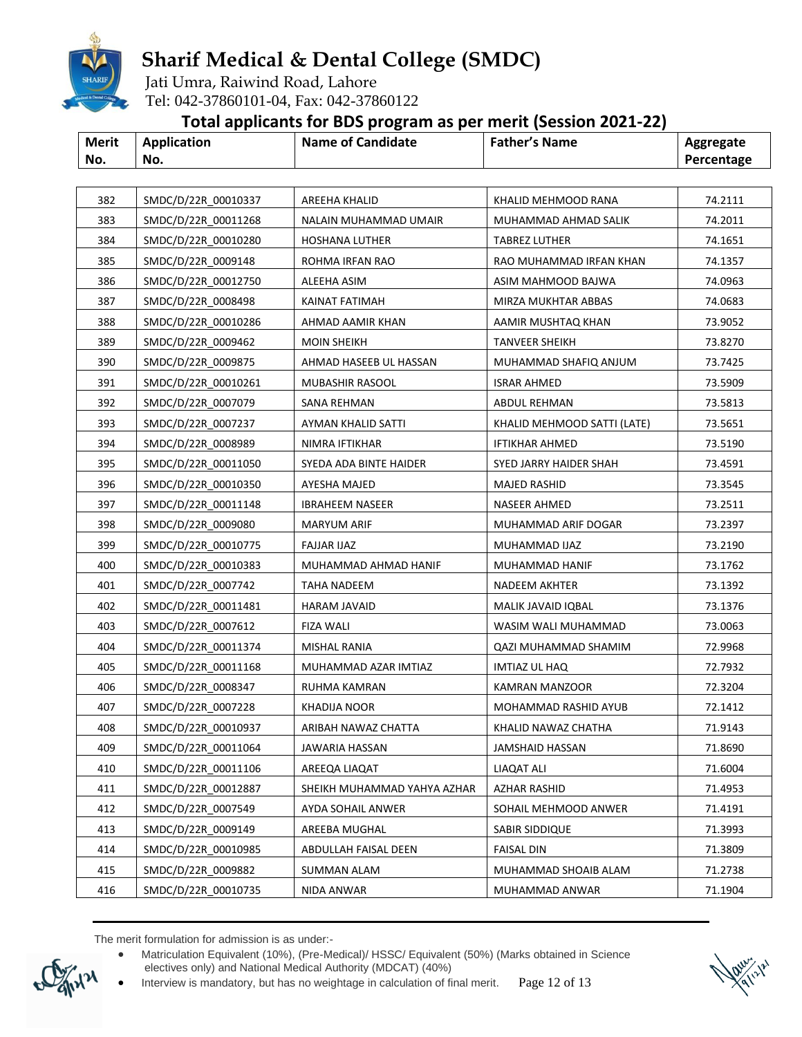# Sharif Medical & Dental College (SMDC)

Jati Umra, Raiwind Road, Lahore
Tel: 042-37860101-04, Fax: 042-37860122

## Total applicants for BDS program as per merit (Session 2021-22)

| Merit No. | Application No. | Name of Candidate | Father's Name | Aggregate Percentage |
|---|---|---|---|---|
| 382 | SMDC/D/22R_00010337 | AREEHA KHALID | KHALID MEHMOOD RANA | 74.2111 |
| 383 | SMDC/D/22R_00011268 | NALAIN MUHAMMAD UMAIR | MUHAMMAD AHMAD SALIK | 74.2011 |
| 384 | SMDC/D/22R_00010280 | HOSHANA LUTHER | TABREZ LUTHER | 74.1651 |
| 385 | SMDC/D/22R_0009148 | ROHMA IRFAN RAO | RAO MUHAMMAD IRFAN KHAN | 74.1357 |
| 386 | SMDC/D/22R_00012750 | ALEEHA ASIM | ASIM MAHMOOD BAJWA | 74.0963 |
| 387 | SMDC/D/22R_0008498 | KAINAT FATIMAH | MIRZA MUKHTAR ABBAS | 74.0683 |
| 388 | SMDC/D/22R_00010286 | AHMAD AAMIR KHAN | AAMIR MUSHTAQ KHAN | 73.9052 |
| 389 | SMDC/D/22R_0009462 | MOIN SHEIKH | TANVEER SHEIKH | 73.8270 |
| 390 | SMDC/D/22R_0009875 | AHMAD HASEEB UL HASSAN | MUHAMMAD SHAFIQ ANJUM | 73.7425 |
| 391 | SMDC/D/22R_00010261 | MUBASHIR RASOOL | ISRAR AHMED | 73.5909 |
| 392 | SMDC/D/22R_0007079 | SANA REHMAN | ABDUL REHMAN | 73.5813 |
| 393 | SMDC/D/22R_0007237 | AYMAN KHALID SATTI | KHALID MEHMOOD SATTI (LATE) | 73.5651 |
| 394 | SMDC/D/22R_0008989 | NIMRA IFTIKHAR | IFTIKHAR AHMED | 73.5190 |
| 395 | SMDC/D/22R_00011050 | SYEDA ADA BINTE HAIDER | SYED JARRY HAIDER SHAH | 73.4591 |
| 396 | SMDC/D/22R_00010350 | AYESHA MAJED | MAJED RASHID | 73.3545 |
| 397 | SMDC/D/22R_00011148 | IBRAHEEM NASEER | NASEER AHMED | 73.2511 |
| 398 | SMDC/D/22R_0009080 | MARYUM ARIF | MUHAMMAD ARIF DOGAR | 73.2397 |
| 399 | SMDC/D/22R_00010775 | FAJJAR IJAZ | MUHAMMAD IJAZ | 73.2190 |
| 400 | SMDC/D/22R_00010383 | MUHAMMAD AHMAD HANIF | MUHAMMAD HANIF | 73.1762 |
| 401 | SMDC/D/22R_0007742 | TAHA NADEEM | NADEEM AKHTER | 73.1392 |
| 402 | SMDC/D/22R_00011481 | HARAM JAVAID | MALIK JAVAID IQBAL | 73.1376 |
| 403 | SMDC/D/22R_0007612 | FIZA WALI | WASIM WALI MUHAMMAD | 73.0063 |
| 404 | SMDC/D/22R_00011374 | MISHAL RANIA | QAZI MUHAMMAD SHAMIM | 72.9968 |
| 405 | SMDC/D/22R_00011168 | MUHAMMAD AZAR IMTIAZ | IMTIAZ UL HAQ | 72.7932 |
| 406 | SMDC/D/22R_0008347 | RUHMA KAMRAN | KAMRAN MANZOOR | 72.3204 |
| 407 | SMDC/D/22R_0007228 | KHADIJA NOOR | MOHAMMAD RASHID AYUB | 72.1412 |
| 408 | SMDC/D/22R_00010937 | ARIBAH NAWAZ CHATTA | KHALID NAWAZ CHATHA | 71.9143 |
| 409 | SMDC/D/22R_00011064 | JAWARIA HASSAN | JAMSHAID HASSAN | 71.8690 |
| 410 | SMDC/D/22R_00011106 | AREEQA LIAQAT | LIAQAT ALI | 71.6004 |
| 411 | SMDC/D/22R_00012887 | SHEIKH MUHAMMAD YAHYA AZHAR | AZHAR RASHID | 71.4953 |
| 412 | SMDC/D/22R_0007549 | AYDA SOHAIL ANWER | SOHAIL MEHMOOD ANWER | 71.4191 |
| 413 | SMDC/D/22R_0009149 | AREEBA MUGHAL | SABIR SIDDIQUE | 71.3993 |
| 414 | SMDC/D/22R_00010985 | ABDULLAH FAISAL DEEN | FAISAL DIN | 71.3809 |
| 415 | SMDC/D/22R_0009882 | SUMMAN ALAM | MUHAMMAD SHOAIB ALAM | 71.2738 |
| 416 | SMDC/D/22R_00010735 | NIDA ANWAR | MUHAMMAD ANWAR | 71.1904 |

The merit formulation for admission is as under:-

- Matriculation Equivalent (10%), (Pre-Medical)/ HSSC/ Equivalent (50%) (Marks obtained in Science electives only) and National Medical Authority (MDCAT) (40%)
- Interview is mandatory, but has no weightage in calculation of final merit.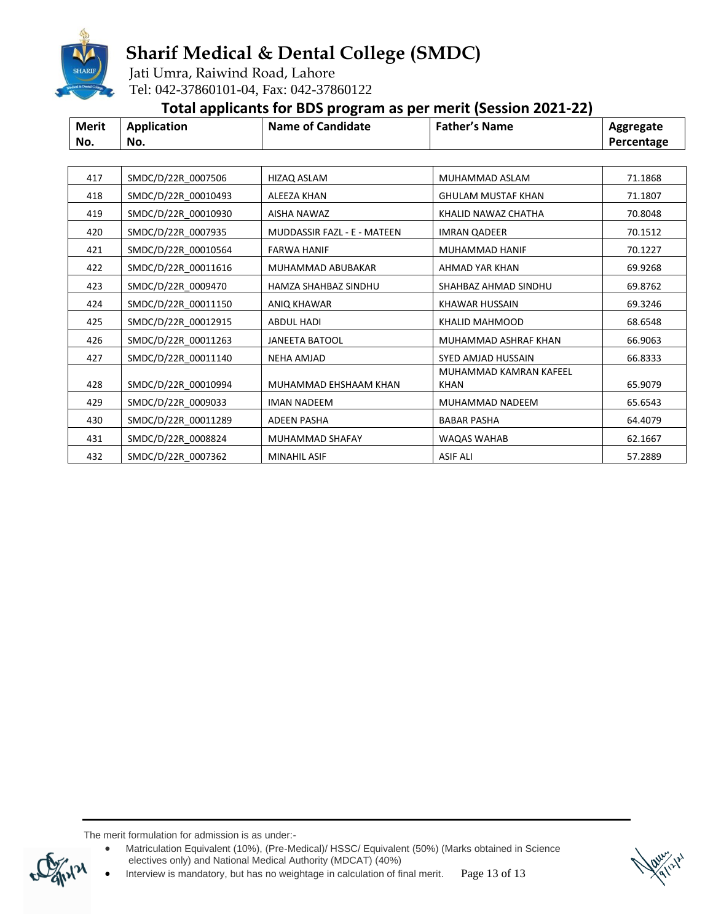# Sharif Medical & Dental College (SMDC)

Jati Umra, Raiwind Road, Lahore

Tel: 042-37860101-04, Fax: 042-37860122

## Total applicants for BDS program as per merit (Session 2021-22)

| Merit No. | Application No. | Name of Candidate | Father's Name | Aggregate Percentage |
|---|---|---|---|---|
| 417 | SMDC/D/22R_0007506 | HIZAQ ASLAM | MUHAMMAD ASLAM | 71.1868 |
| 418 | SMDC/D/22R_00010493 | ALEEZA KHAN | GHULAM MUSTAF KHAN | 71.1807 |
| 419 | SMDC/D/22R_00010930 | AISHA NAWAZ | KHALID NAWAZ CHATHA | 70.8048 |
| 420 | SMDC/D/22R_0007935 | MUDDASSIR FAZL - E - MATEEN | IMRAN QADEER | 70.1512 |
| 421 | SMDC/D/22R_00010564 | FARWA HANIF | MUHAMMAD HANIF | 70.1227 |
| 422 | SMDC/D/22R_00011616 | MUHAMMAD ABUBAKAR | AHMAD YAR KHAN | 69.9268 |
| 423 | SMDC/D/22R_0009470 | HAMZA SHAHBAZ SINDHU | SHAHBAZ AHMAD SINDHU | 69.8762 |
| 424 | SMDC/D/22R_00011150 | ANIQ KHAWAR | KHAWAR HUSSAIN | 69.3246 |
| 425 | SMDC/D/22R_00012915 | ABDUL HADI | KHALID MAHMOOD | 68.6548 |
| 426 | SMDC/D/22R_00011263 | JANEETA BATOOL | MUHAMMAD ASHRAF KHAN | 66.9063 |
| 427 | SMDC/D/22R_00011140 | NEHA AMJAD | SYED AMJAD HUSSAIN | 66.8333 |
| 428 | SMDC/D/22R_00010994 | MUHAMMAD EHSHAAM KHAN | MUHAMMAD KAMRAN KAFEEL KHAN | 65.9079 |
| 429 | SMDC/D/22R_0009033 | IMAN NADEEM | MUHAMMAD NADEEM | 65.6543 |
| 430 | SMDC/D/22R_00011289 | ADEEN PASHA | BABAR PASHA | 64.4079 |
| 431 | SMDC/D/22R_0008824 | MUHAMMAD SHAFAY | WAQAS WAHAB | 62.1667 |
| 432 | SMDC/D/22R_0007362 | MINAHIL ASIF | ASIF ALI | 57.2889 |

The merit formulation for admission is as under:-

- Matriculation Equivalent (10%), (Pre-Medical)/ HSSC/ Equivalent (50%) (Marks obtained in Science electives only) and National Medical Authority (MDCAT) (40%)
- Interview is mandatory, but has no weightage in calculation of final merit.